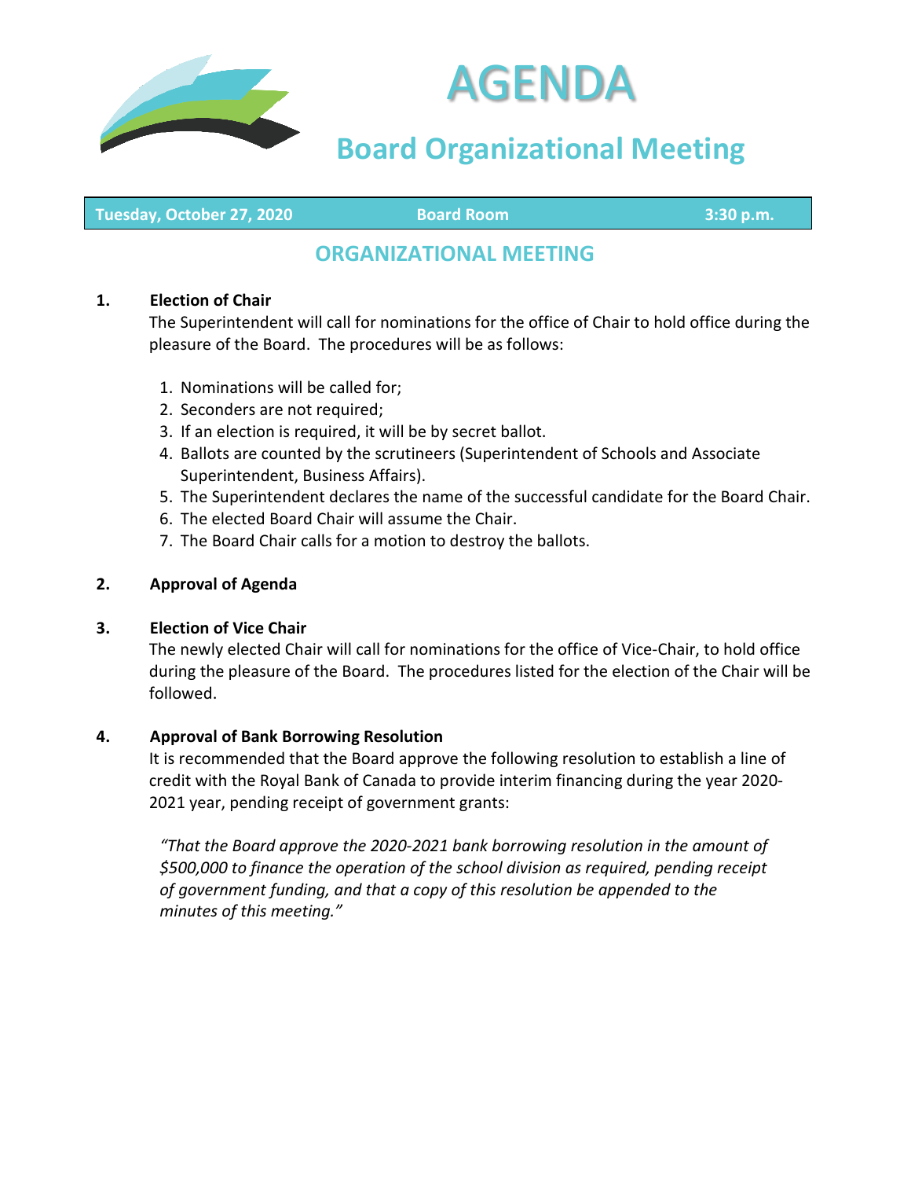# AGENDA

## Board Organizational Meeting

**Tuesday, October 27, 2020** | **Board Room** | **3:30 p.m.**

## ORGANIZATIONAL MEETING

**1. Election of Chair**

The Superintendent will call for nominations for the office of Chair to hold office during the pleasure of the Board. The procedures will be as follows:

1. Nominations will be called for;
2. Seconders are not required;
3. If an election is required, it will be by secret ballot.
4. Ballots are counted by the scrutineers (Superintendent of Schools and Associate Superintendent, Business Affairs).
5. The Superintendent declares the name of the successful candidate for the Board Chair.
6. The elected Board Chair will assume the Chair.
7. The Board Chair calls for a motion to destroy the ballots.

**2. Approval of Agenda**

**3. Election of Vice Chair**

The newly elected Chair will call for nominations for the office of Vice-Chair, to hold office during the pleasure of the Board. The procedures listed for the election of the Chair will be followed.

**4. Approval of Bank Borrowing Resolution**

It is recommended that the Board approve the following resolution to establish a line of credit with the Royal Bank of Canada to provide interim financing during the year 2020-2021 year, pending receipt of government grants:

*"That the Board approve the 2020-2021 bank borrowing resolution in the amount of $500,000 to finance the operation of the school division as required, pending receipt of government funding, and that a copy of this resolution be appended to the minutes of this meeting."*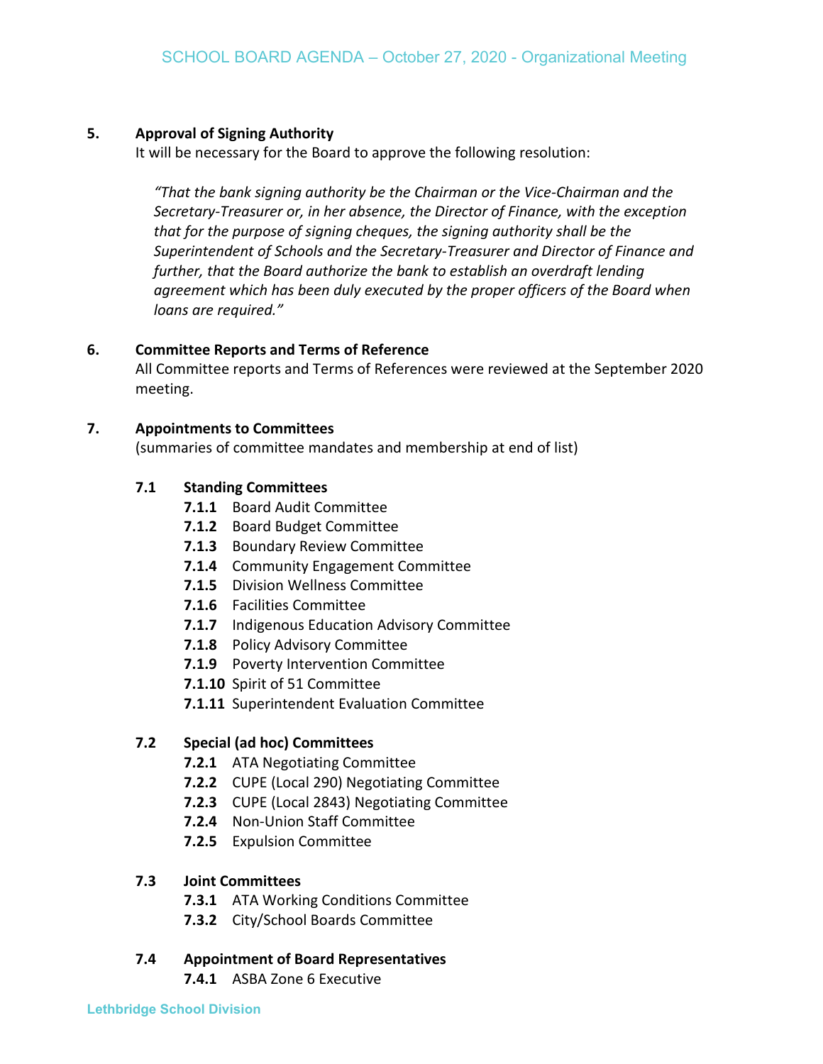## 5. Approval of Signing Authority

It will be necessary for the Board to approve the following resolution:

> *"That the bank signing authority be the Chairman or the Vice-Chairman and the Secretary-Treasurer or, in her absence, the Director of Finance, with the exception that for the purpose of signing cheques, the signing authority shall be the Superintendent of Schools and the Secretary-Treasurer and Director of Finance and further, that the Board authorize the bank to establish an overdraft lending agreement which has been duly executed by the proper officers of the Board when loans are required."*

## 6. Committee Reports and Terms of Reference

All Committee reports and Terms of References were reviewed at the September 2020 meeting.

## 7. Appointments to Committees

(summaries of committee mandates and membership at end of list)

### 7.1 Standing Committees

- **7.1.1** Board Audit Committee
- **7.1.2** Board Budget Committee
- **7.1.3** Boundary Review Committee
- **7.1.4** Community Engagement Committee
- **7.1.5** Division Wellness Committee
- **7.1.6** Facilities Committee
- **7.1.7** Indigenous Education Advisory Committee
- **7.1.8** Policy Advisory Committee
- **7.1.9** Poverty Intervention Committee
- **7.1.10** Spirit of 51 Committee
- **7.1.11** Superintendent Evaluation Committee

### 7.2 Special (ad hoc) Committees

- **7.2.1** ATA Negotiating Committee
- **7.2.2** CUPE (Local 290) Negotiating Committee
- **7.2.3** CUPE (Local 2843) Negotiating Committee
- **7.2.4** Non-Union Staff Committee
- **7.2.5** Expulsion Committee

### 7.3 Joint Committees

- **7.3.1** ATA Working Conditions Committee
- **7.3.2** City/School Boards Committee

### 7.4 Appointment of Board Representatives

- **7.4.1** ASBA Zone 6 Executive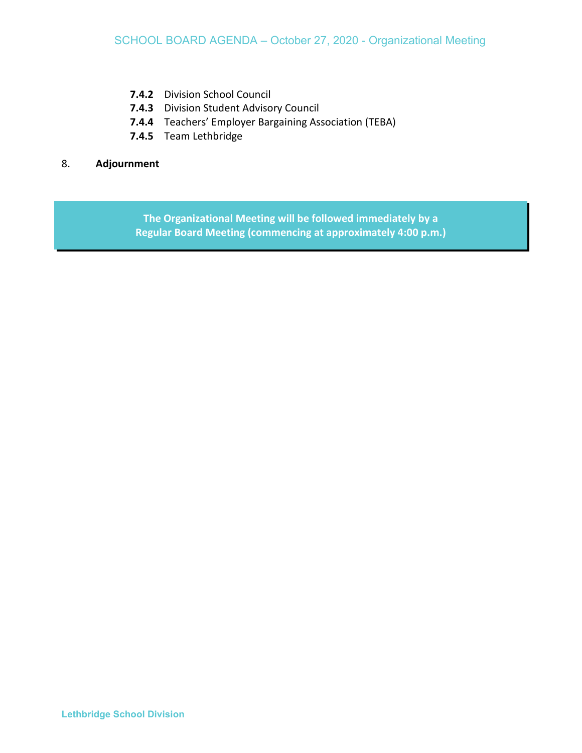- **7.4.2** Division School Council
- **7.4.3** Division Student Advisory Council
- **7.4.4** Teachers' Employer Bargaining Association (TEBA)
- **7.4.5** Team Lethbridge

8. **Adjournment**

**The Organizational Meeting will be followed immediately by a Regular Board Meeting (commencing at approximately 4:00 p.m.)**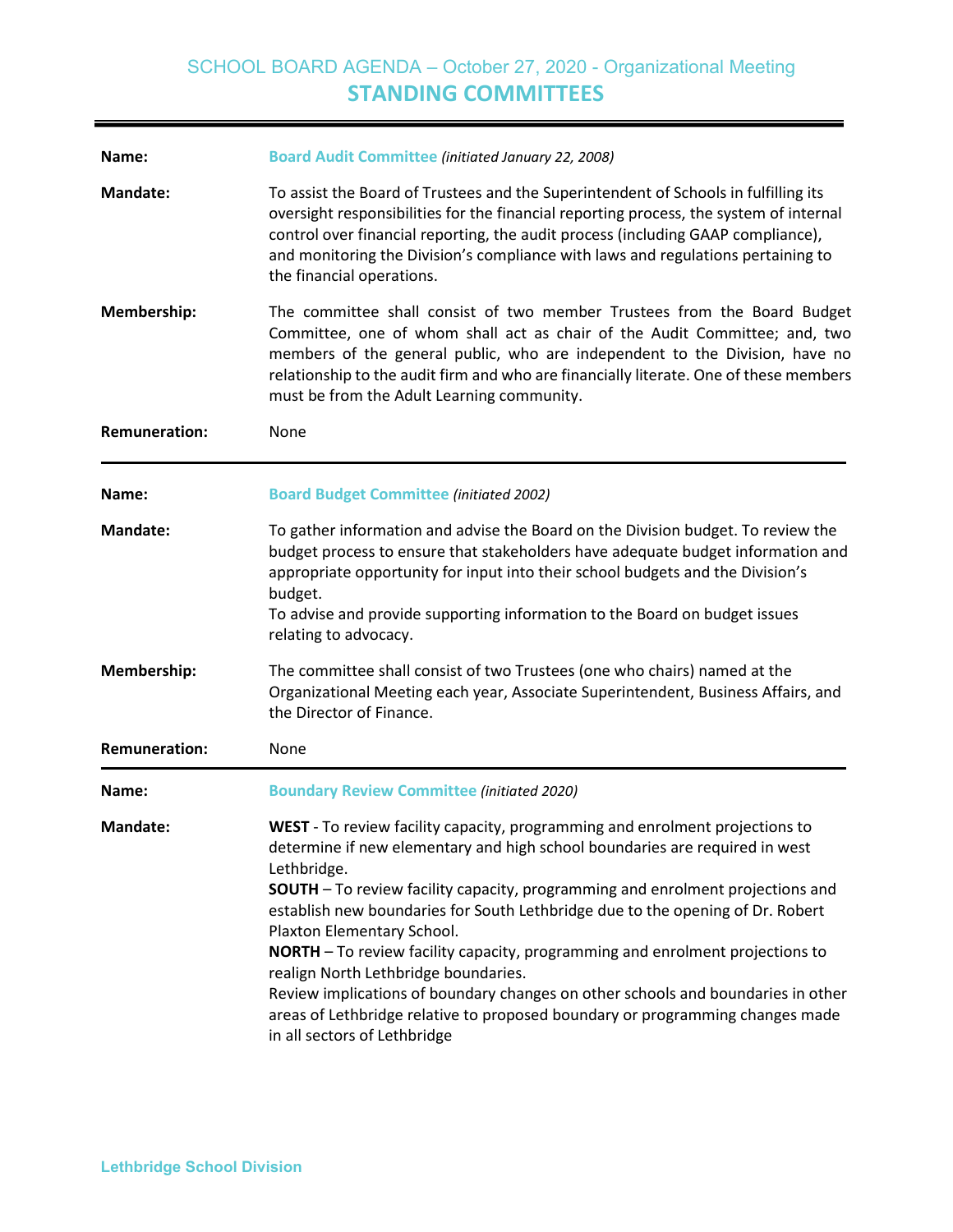# SCHOOL BOARD AGENDA – October 27, 2020 - Organizational Meeting

## STANDING COMMITTEES

---

**Name:** **Board Audit Committee** *(initiated January 22, 2008)*

**Mandate:** To assist the Board of Trustees and the Superintendent of Schools in fulfilling its oversight responsibilities for the financial reporting process, the system of internal control over financial reporting, the audit process (including GAAP compliance), and monitoring the Division's compliance with laws and regulations pertaining to the financial operations.

**Membership:** The committee shall consist of two member Trustees from the Board Budget Committee, one of whom shall act as chair of the Audit Committee; and, two members of the general public, who are independent to the Division, have no relationship to the audit firm and who are financially literate. One of these members must be from the Adult Learning community.

**Remuneration:** None

---

**Name:** **Board Budget Committee** *(initiated 2002)*

**Mandate:** To gather information and advise the Board on the Division budget. To review the budget process to ensure that stakeholders have adequate budget information and appropriate opportunity for input into their school budgets and the Division's budget.
To advise and provide supporting information to the Board on budget issues relating to advocacy.

**Membership:** The committee shall consist of two Trustees (one who chairs) named at the Organizational Meeting each year, Associate Superintendent, Business Affairs, and the Director of Finance.

**Remuneration:** None

---

**Name:** **Boundary Review Committee** *(initiated 2020)*

**Mandate:** **WEST** - To review facility capacity, programming and enrolment projections to determine if new elementary and high school boundaries are required in west Lethbridge.
**SOUTH** – To review facility capacity, programming and enrolment projections and establish new boundaries for South Lethbridge due to the opening of Dr. Robert Plaxton Elementary School.
**NORTH** – To review facility capacity, programming and enrolment projections to realign North Lethbridge boundaries.
Review implications of boundary changes on other schools and boundaries in other areas of Lethbridge relative to proposed boundary or programming changes made in all sectors of Lethbridge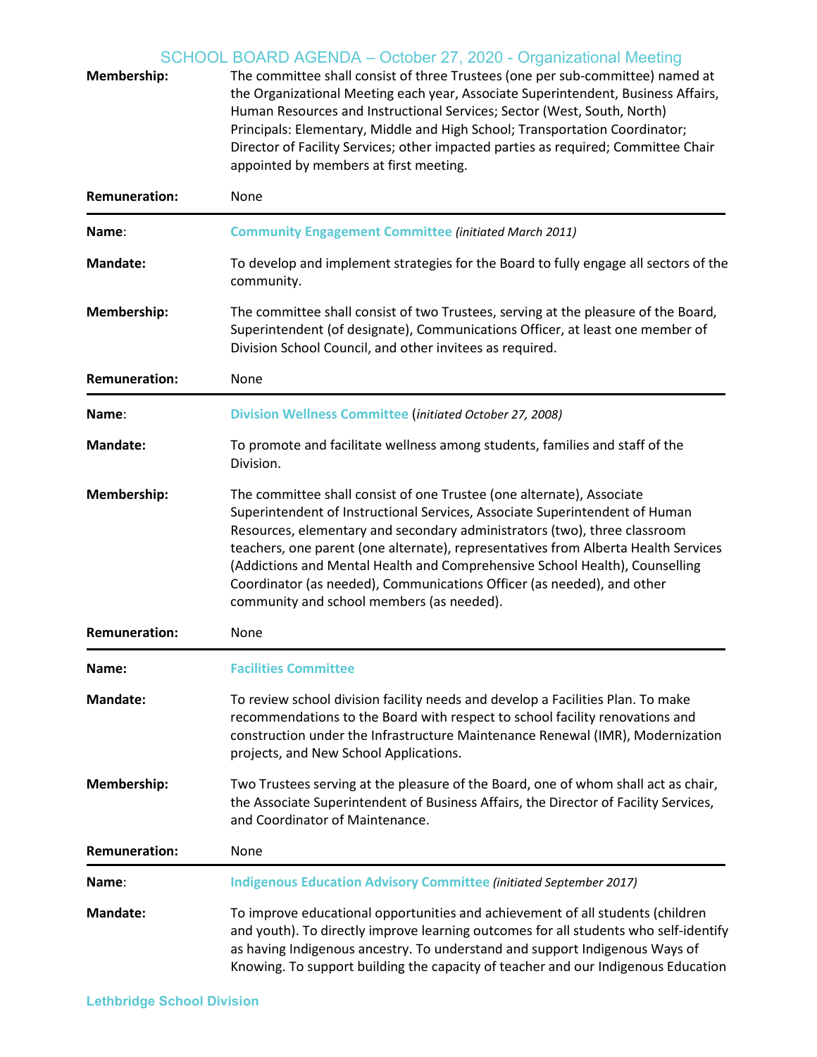**Membership:** The committee shall consist of three Trustees (one per sub-committee) named at the Organizational Meeting each year, Associate Superintendent, Business Affairs, Human Resources and Instructional Services; Sector (West, South, North) Principals: Elementary, Middle and High School; Transportation Coordinator; Director of Facility Services; other impacted parties as required; Committee Chair appointed by members at first meeting.

**Remuneration:** None

---

**Name**: **Community Engagement Committee** *(initiated March 2011)*

**Mandate:** To develop and implement strategies for the Board to fully engage all sectors of the community.

**Membership:** The committee shall consist of two Trustees, serving at the pleasure of the Board, Superintendent (of designate), Communications Officer, at least one member of Division School Council, and other invitees as required.

**Remuneration:** None

---

**Name**: **Division Wellness Committee** (*initiated October 27, 2008)*

**Mandate:** To promote and facilitate wellness among students, families and staff of the Division.

**Membership:** The committee shall consist of one Trustee (one alternate), Associate Superintendent of Instructional Services, Associate Superintendent of Human Resources, elementary and secondary administrators (two), three classroom teachers, one parent (one alternate), representatives from Alberta Health Services (Addictions and Mental Health and Comprehensive School Health), Counselling Coordinator (as needed), Communications Officer (as needed), and other community and school members (as needed).

**Remuneration:** None

---

**Name:** **Facilities Committee**

**Mandate:** To review school division facility needs and develop a Facilities Plan. To make recommendations to the Board with respect to school facility renovations and construction under the Infrastructure Maintenance Renewal (IMR), Modernization projects, and New School Applications.

**Membership:** Two Trustees serving at the pleasure of the Board, one of whom shall act as chair, the Associate Superintendent of Business Affairs, the Director of Facility Services, and Coordinator of Maintenance.

**Remuneration:** None

---

**Name**: **Indigenous Education Advisory Committee** *(initiated September 2017)*

**Mandate:** To improve educational opportunities and achievement of all students (children and youth). To directly improve learning outcomes for all students who self-identify as having Indigenous ancestry. To understand and support Indigenous Ways of Knowing. To support building the capacity of teacher and our Indigenous Education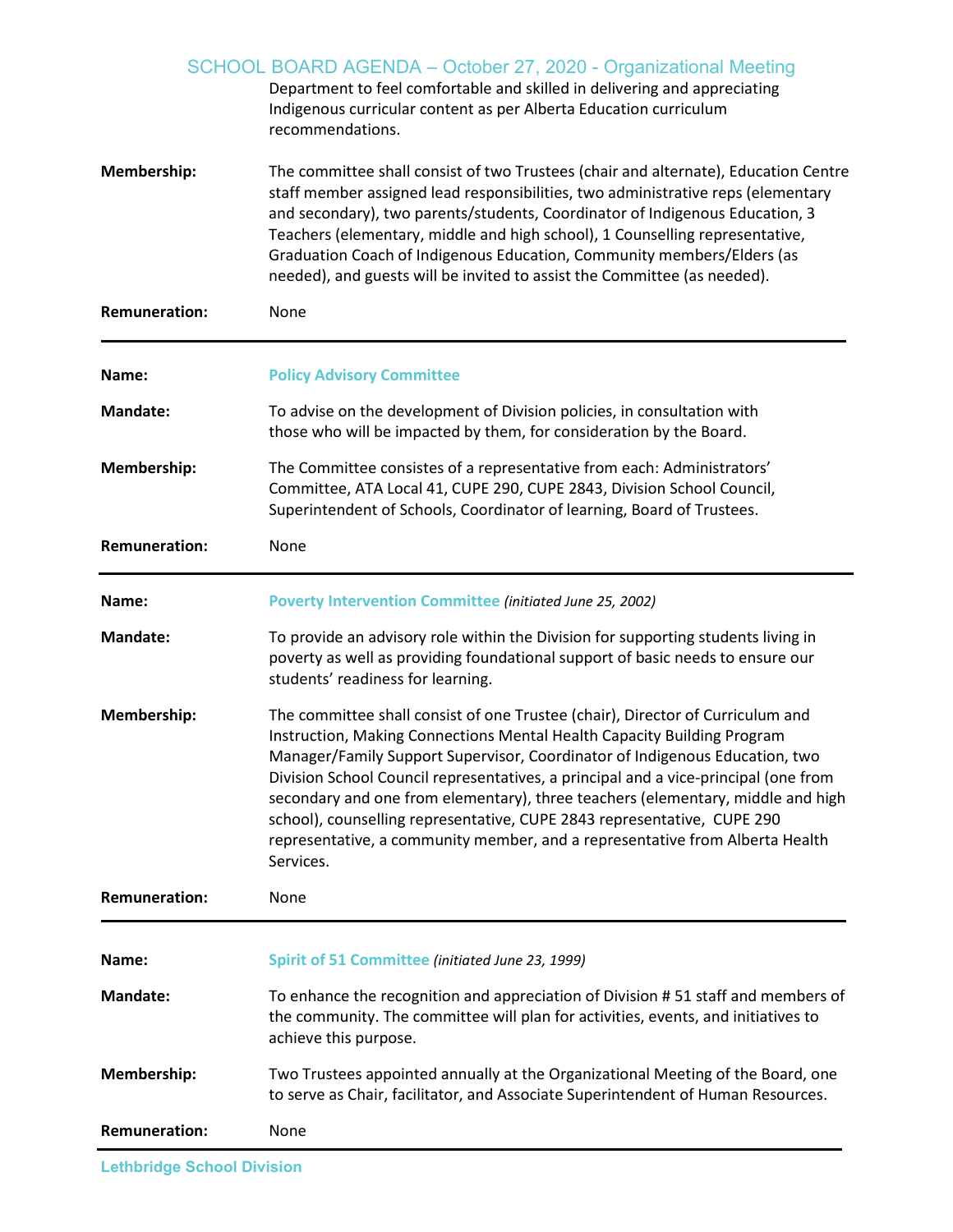Department to feel comfortable and skilled in delivering and appreciating Indigenous curricular content as per Alberta Education curriculum recommendations.

**Membership:** The committee shall consist of two Trustees (chair and alternate), Education Centre staff member assigned lead responsibilities, two administrative reps (elementary and secondary), two parents/students, Coordinator of Indigenous Education, 3 Teachers (elementary, middle and high school), 1 Counselling representative, Graduation Coach of Indigenous Education, Community members/Elders (as needed), and guests will be invited to assist the Committee (as needed).

**Remuneration:** None

---

**Name:** **Policy Advisory Committee**

**Mandate:** To advise on the development of Division policies, in consultation with those who will be impacted by them, for consideration by the Board.

**Membership:** The Committee consistes of a representative from each: Administrators' Committee, ATA Local 41, CUPE 290, CUPE 2843, Division School Council, Superintendent of Schools, Coordinator of learning, Board of Trustees.

**Remuneration:** None

---

**Name:** **Poverty Intervention Committee** *(initiated June 25, 2002)*

**Mandate:** To provide an advisory role within the Division for supporting students living in poverty as well as providing foundational support of basic needs to ensure our students' readiness for learning.

**Membership:** The committee shall consist of one Trustee (chair), Director of Curriculum and Instruction, Making Connections Mental Health Capacity Building Program Manager/Family Support Supervisor, Coordinator of Indigenous Education, two Division School Council representatives, a principal and a vice-principal (one from secondary and one from elementary), three teachers (elementary, middle and high school), counselling representative, CUPE 2843 representative, CUPE 290 representative, a community member, and a representative from Alberta Health Services.

**Remuneration:** None

---

**Name:** **Spirit of 51 Committee** *(initiated June 23, 1999)*

**Mandate:** To enhance the recognition and appreciation of Division # 51 staff and members of the community. The committee will plan for activities, events, and initiatives to achieve this purpose.

**Membership:** Two Trustees appointed annually at the Organizational Meeting of the Board, one to serve as Chair, facilitator, and Associate Superintendent of Human Resources.

**Remuneration:** None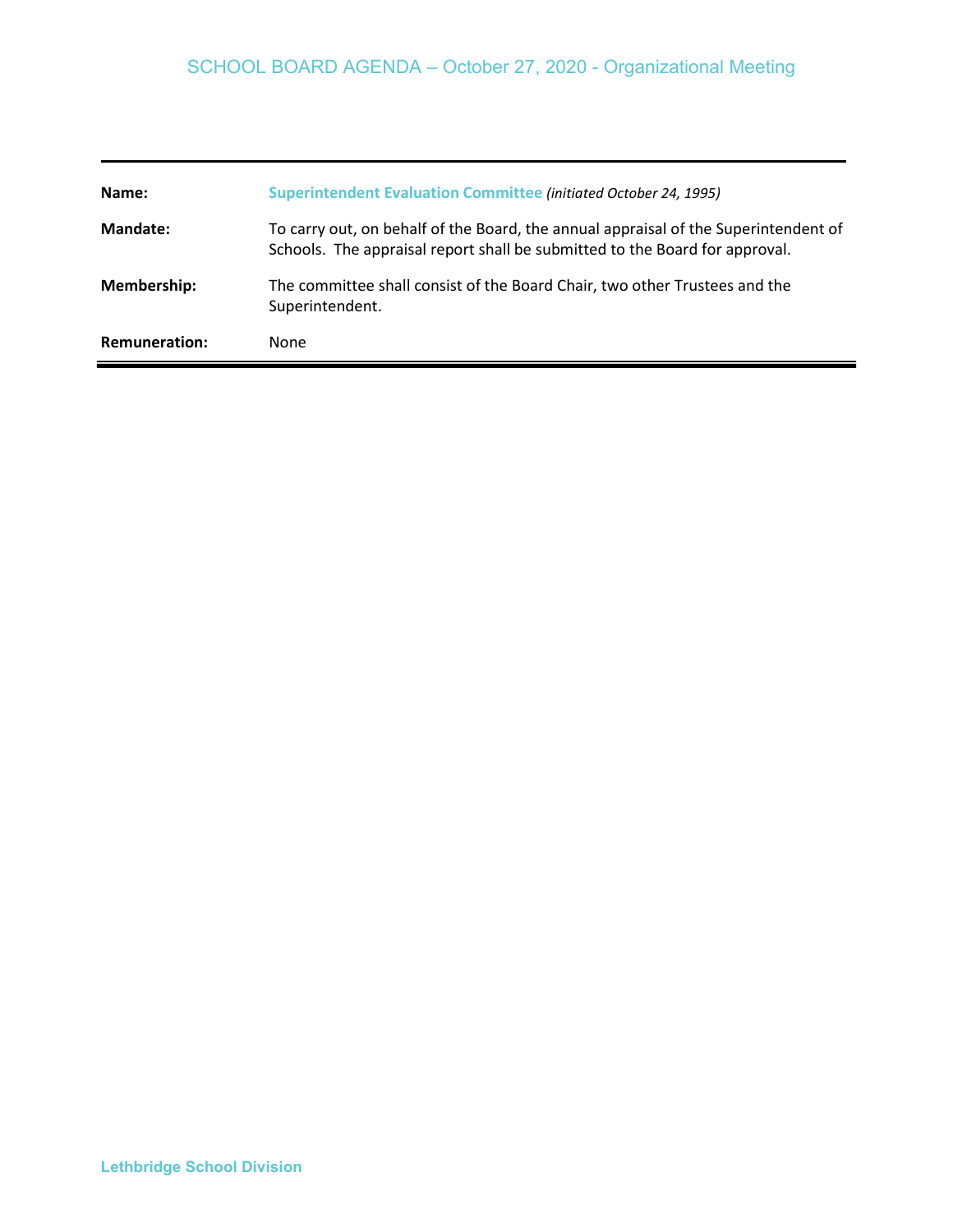| | |
|---|---|
| **Name:** | **Superintendent Evaluation Committee** *(initiated October 24, 1995)* |
| **Mandate:** | To carry out, on behalf of the Board, the annual appraisal of the Superintendent of Schools. The appraisal report shall be submitted to the Board for approval. |
| **Membership:** | The committee shall consist of the Board Chair, two other Trustees and the Superintendent. |
| **Remuneration:** | None |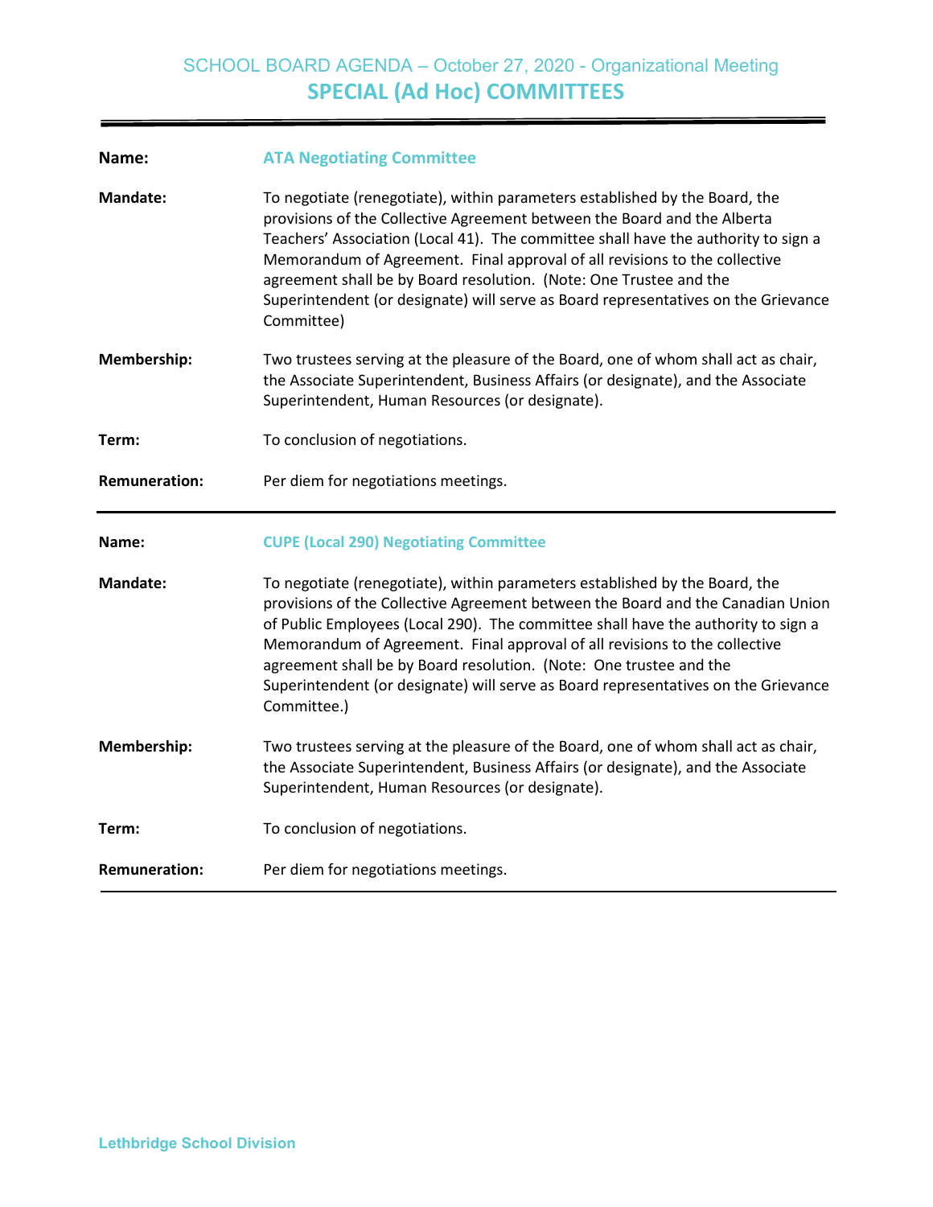## SPECIAL (Ad Hoc) COMMITTEES

**Name:** **ATA Negotiating Committee**

**Mandate:** To negotiate (renegotiate), within parameters established by the Board, the provisions of the Collective Agreement between the Board and the Alberta Teachers' Association (Local 41). The committee shall have the authority to sign a Memorandum of Agreement. Final approval of all revisions to the collective agreement shall be by Board resolution. (Note: One Trustee and the Superintendent (or designate) will serve as Board representatives on the Grievance Committee)

**Membership:** Two trustees serving at the pleasure of the Board, one of whom shall act as chair, the Associate Superintendent, Business Affairs (or designate), and the Associate Superintendent, Human Resources (or designate).

**Term:** To conclusion of negotiations.

**Remuneration:** Per diem for negotiations meetings.

---

**Name:** **CUPE (Local 290) Negotiating Committee**

**Mandate:** To negotiate (renegotiate), within parameters established by the Board, the provisions of the Collective Agreement between the Board and the Canadian Union of Public Employees (Local 290). The committee shall have the authority to sign a Memorandum of Agreement. Final approval of all revisions to the collective agreement shall be by Board resolution. (Note: One trustee and the Superintendent (or designate) will serve as Board representatives on the Grievance Committee.)

**Membership:** Two trustees serving at the pleasure of the Board, one of whom shall act as chair, the Associate Superintendent, Business Affairs (or designate), and the Associate Superintendent, Human Resources (or designate).

**Term:** To conclusion of negotiations.

**Remuneration:** Per diem for negotiations meetings.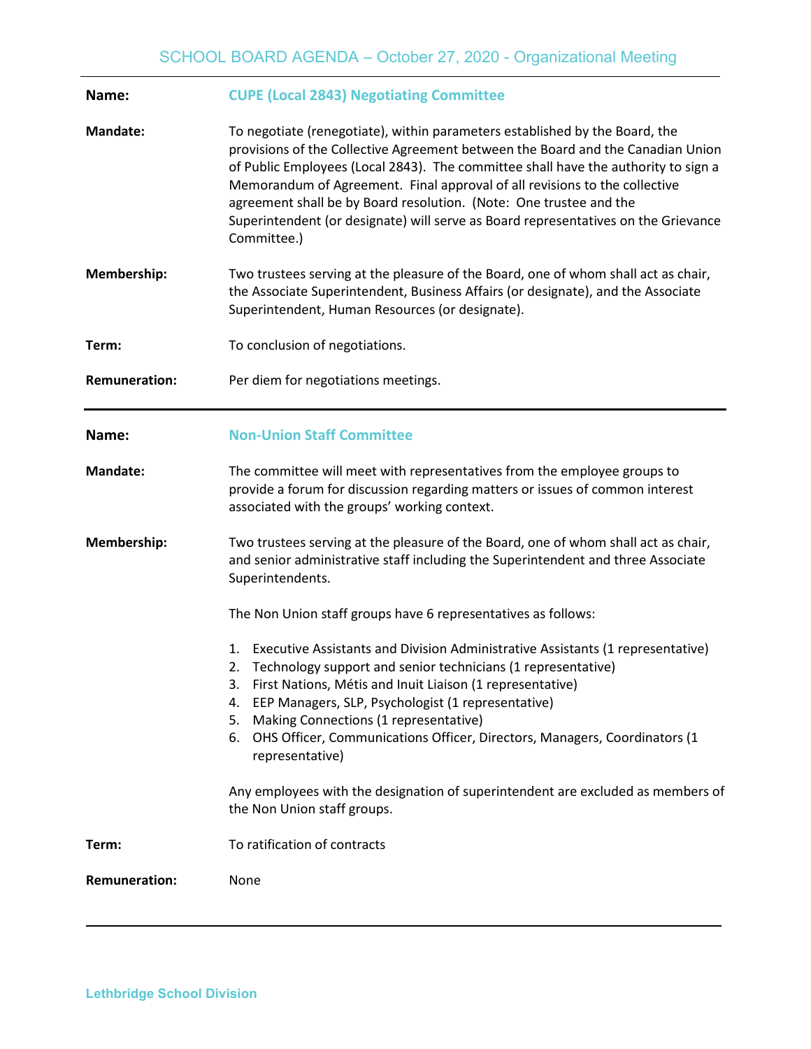| | |
|---|---|
| **Name:** | **CUPE (Local 2843) Negotiating Committee** |
| **Mandate:** | To negotiate (renegotiate), within parameters established by the Board, the provisions of the Collective Agreement between the Board and the Canadian Union of Public Employees (Local 2843). The committee shall have the authority to sign a Memorandum of Agreement. Final approval of all revisions to the collective agreement shall be by Board resolution. (Note: One trustee and the Superintendent (or designate) will serve as Board representatives on the Grievance Committee.) |
| **Membership:** | Two trustees serving at the pleasure of the Board, one of whom shall act as chair, the Associate Superintendent, Business Affairs (or designate), and the Associate Superintendent, Human Resources (or designate). |
| **Term:** | To conclusion of negotiations. |
| **Remuneration:** | Per diem for negotiations meetings. |

---

**Name:** **Non-Union Staff Committee**

**Mandate:** The committee will meet with representatives from the employee groups to provide a forum for discussion regarding matters or issues of common interest associated with the groups' working context.

**Membership:** Two trustees serving at the pleasure of the Board, one of whom shall act as chair, and senior administrative staff including the Superintendent and three Associate Superintendents.

The Non Union staff groups have 6 representatives as follows:

1. Executive Assistants and Division Administrative Assistants (1 representative)
2. Technology support and senior technicians (1 representative)
3. First Nations, Métis and Inuit Liaison (1 representative)
4. EEP Managers, SLP, Psychologist (1 representative)
5. Making Connections (1 representative)
6. OHS Officer, Communications Officer, Directors, Managers, Coordinators (1 representative)

Any employees with the designation of superintendent are excluded as members of the Non Union staff groups.

**Term:** To ratification of contracts

**Remuneration:** None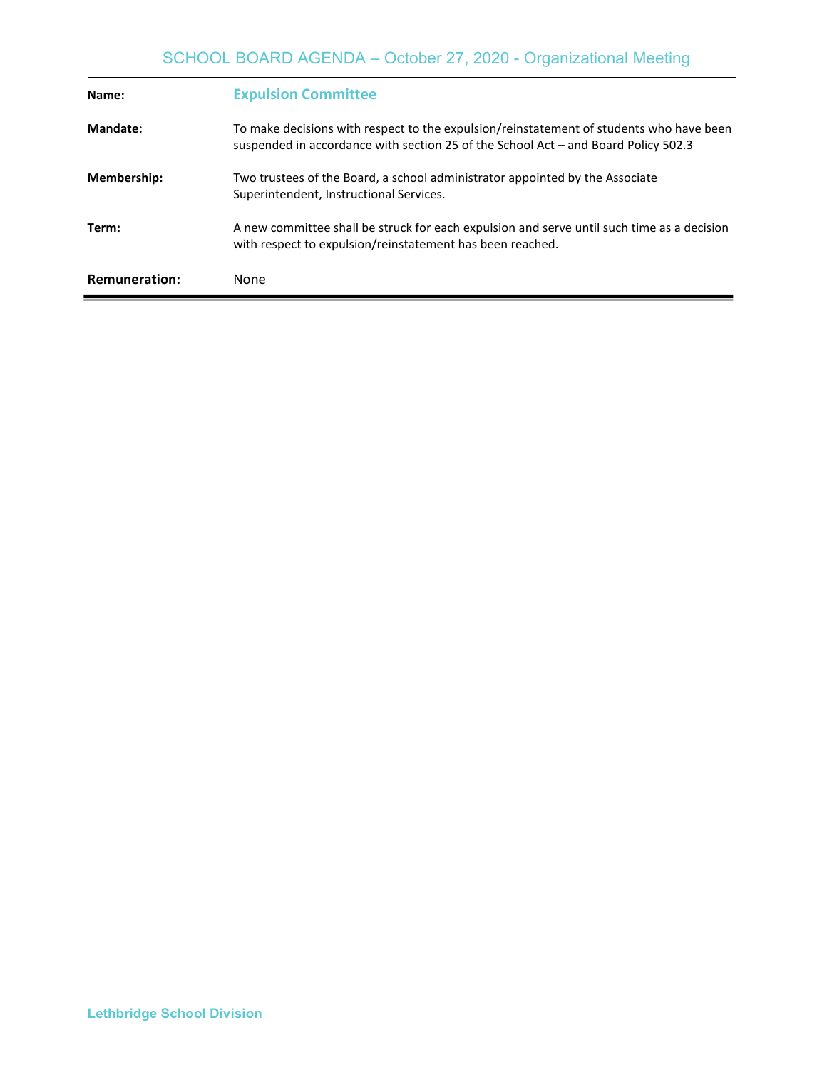| | |
|---|---|
| **Name:** | **Expulsion Committee** |
| **Mandate:** | To make decisions with respect to the expulsion/reinstatement of students who have been suspended in accordance with section 25 of the School Act – and Board Policy 502.3 |
| **Membership:** | Two trustees of the Board, a school administrator appointed by the Associate Superintendent, Instructional Services. |
| **Term:** | A new committee shall be struck for each expulsion and serve until such time as a decision with respect to expulsion/reinstatement has been reached. |
| **Remuneration:** | None |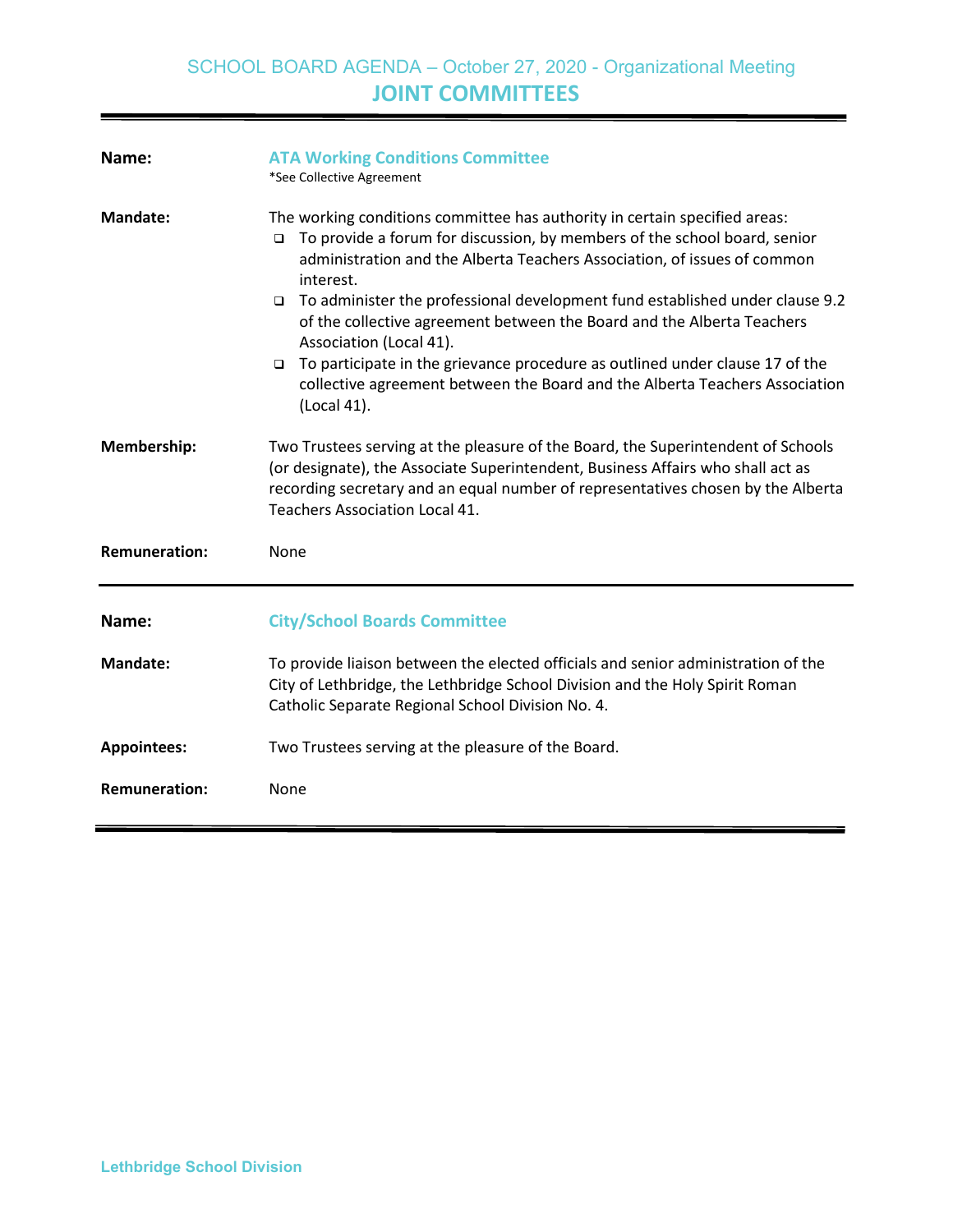SCHOOL BOARD AGENDA – October 27, 2020 - Organizational Meeting

# JOINT COMMITTEES

**Name:** **ATA Working Conditions Committee**
*See Collective Agreement

**Mandate:** The working conditions committee has authority in certain specified areas:

- To provide a forum for discussion, by members of the school board, senior administration and the Alberta Teachers Association, of issues of common interest.
- To administer the professional development fund established under clause 9.2 of the collective agreement between the Board and the Alberta Teachers Association (Local 41).
- To participate in the grievance procedure as outlined under clause 17 of the collective agreement between the Board and the Alberta Teachers Association (Local 41).

**Membership:** Two Trustees serving at the pleasure of the Board, the Superintendent of Schools (or designate), the Associate Superintendent, Business Affairs who shall act as recording secretary and an equal number of representatives chosen by the Alberta Teachers Association Local 41.

**Remuneration:** None

---

**Name:** **City/School Boards Committee**

**Mandate:** To provide liaison between the elected officials and senior administration of the City of Lethbridge, the Lethbridge School Division and the Holy Spirit Roman Catholic Separate Regional School Division No. 4.

**Appointees:** Two Trustees serving at the pleasure of the Board.

**Remuneration:** None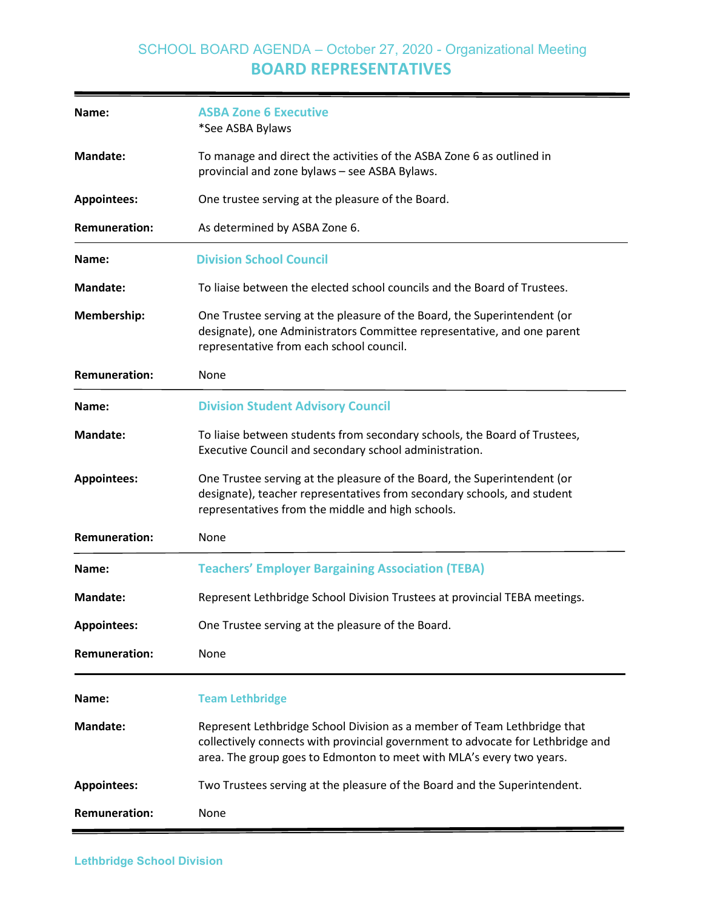SCHOOL BOARD AGENDA – October 27, 2020 - Organizational Meeting

# BOARD REPRESENTATIVES

| | |
|---|---|
| **Name:** | **ASBA Zone 6 Executive**<br>*See ASBA Bylaws |
| **Mandate:** | To manage and direct the activities of the ASBA Zone 6 as outlined in provincial and zone bylaws – see ASBA Bylaws. |
| **Appointees:** | One trustee serving at the pleasure of the Board. |
| **Remuneration:** | As determined by ASBA Zone 6. |

| | |
|---|---|
| **Name:** | **Division School Council** |
| **Mandate:** | To liaise between the elected school councils and the Board of Trustees. |
| **Membership:** | One Trustee serving at the pleasure of the Board, the Superintendent (or designate), one Administrators Committee representative, and one parent representative from each school council. |
| **Remuneration:** | None |

| | |
|---|---|
| **Name:** | **Division Student Advisory Council** |
| **Mandate:** | To liaise between students from secondary schools, the Board of Trustees, Executive Council and secondary school administration. |
| **Appointees:** | One Trustee serving at the pleasure of the Board, the Superintendent (or designate), teacher representatives from secondary schools, and student representatives from the middle and high schools. |
| **Remuneration:** | None |

| | |
|---|---|
| **Name:** | **Teachers' Employer Bargaining Association (TEBA)** |
| **Mandate:** | Represent Lethbridge School Division Trustees at provincial TEBA meetings. |
| **Appointees:** | One Trustee serving at the pleasure of the Board. |
| **Remuneration:** | None |

| | |
|---|---|
| **Name:** | **Team Lethbridge** |
| **Mandate:** | Represent Lethbridge School Division as a member of Team Lethbridge that collectively connects with provincial government to advocate for Lethbridge and area. The group goes to Edmonton to meet with MLA's every two years. |
| **Appointees:** | Two Trustees serving at the pleasure of the Board and the Superintendent. |
| **Remuneration:** | None |